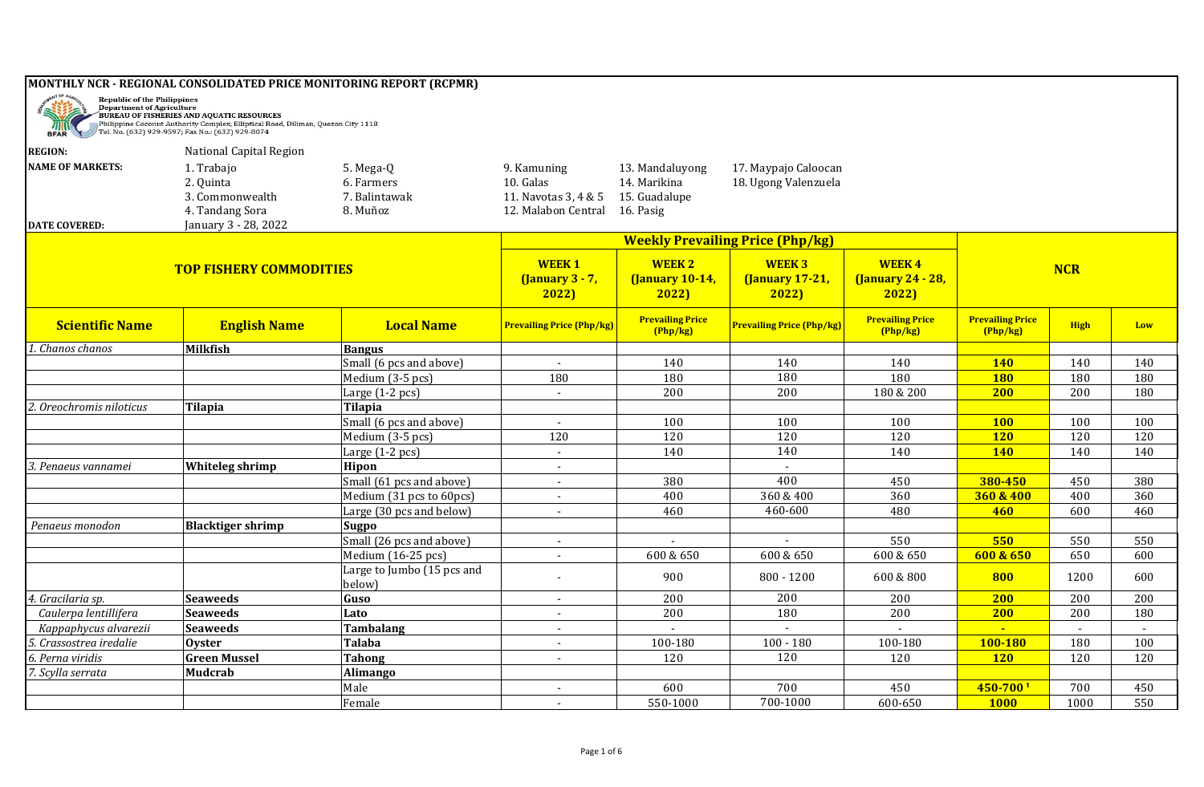# MONTHLY NCR - REGIONAL CONSOLIDATED PRICE MONITORING REPORT (RCPMR)

Republic of the Philippines
Department of Agriculture
BUREAU OF FISHERIES AND AQUATIC RESOURCES
Philippine Coconut Authority Complex, Elliptical Road, Diliman, Quezon City 1118
Tel. No. (632) 929-9597; Fax No.: (632) 929-8074

**REGION:** National Capital Region

**NAME OF MARKETS:**

1. Trabajo
2. Quinta
3. Commonwealth
4. Tandang Sora
5. Mega-Q
6. Farmers
7. Balintawak
8. Muñoz
9. Kamuning
10. Galas
11. Navotas 3, 4 & 5
12. Malabon Central
13. Mandaluyong
14. Marikina
15. Guadalupe
16. Pasig
17. Maypajo Caloocan
18. Ugong Valenzuela

**DATE COVERED:** January 3 - 28, 2022

| TOP FISHERY COMMODITIES | | | Weekly Prevailing Price (Php/kg) | | | | NCR | | |
|---|---|---|---|---|---|---|---|---|---|
| | | | WEEK 1 (January 3 - 7, 2022) | WEEK 2 (January 10-14, 2022) | WEEK 3 (January 17-21, 2022) | WEEK 4 (January 24 - 28, 2022) | | | |
| **Scientific Name** | **English Name** | **Local Name** | Prevailing Price (Php/kg) | Prevailing Price (Php/kg) | Prevailing Price (Php/kg) | Prevailing Price (Php/kg) | Prevailing Price (Php/kg) | High | Low |
| 1. *Chanos chanos* | **Milkfish** | **Bangus** | | | | | | | |
| | | Small (6 pcs and above) | - | 140 | 140 | 140 | **140** | 140 | 140 |
| | | Medium (3-5 pcs) | 180 | 180 | 180 | 180 | **180** | 180 | 180 |
| | | Large (1-2 pcs) | - | 200 | 200 | 180 & 200 | **200** | 200 | 180 |
| 2. *Oreochromis niloticus* | **Tilapia** | **Tilapia** | | | | | | | |
| | | Small (6 pcs and above) | - | 100 | 100 | 100 | **100** | 100 | 100 |
| | | Medium (3-5 pcs) | 120 | 120 | 120 | 120 | **120** | 120 | 120 |
| | | Large (1-2 pcs) | - | 140 | 140 | 140 | **140** | 140 | 140 |
| 3. *Penaeus vannamei* | **Whiteleg shrimp** | **Hipon** | - | | - | | | | |
| | | Small (61 pcs and above) | - | 380 | 400 | 450 | **380-450** | 450 | 380 |
| | | Medium (31 pcs to 60pcs) | - | 400 | 360 & 400 | 360 | **360 & 400** | 400 | 360 |
| | | Large (30 pcs and below) | - | 460 | 460-600 | 480 | **460** | 600 | 460 |
| *Penaeus monodon* | **Blacktiger shrimp** | **Sugpo** | | | | | | | |
| | | Small (26 pcs and above) | - | - | - | 550 | **550** | 550 | 550 |
| | | Medium (16-25 pcs) | - | 600 & 650 | 600 & 650 | 600 & 650 | **600 & 650** | 650 | 600 |
| | | Large to Jumbo (15 pcs and below) | - | 900 | 800 - 1200 | 600 & 800 | **800** | 1200 | 600 |
| 4. *Gracilaria sp.* | **Seaweeds** | **Guso** | - | 200 | 200 | 200 | **200** | 200 | 200 |
| *Caulerpa lentillifera* | **Seaweeds** | **Lato** | - | 200 | 180 | 200 | **200** | 200 | 180 |
| *Kappaphycus alvarezii* | **Seaweeds** | **Tambalang** | - | - | - | - | **-** | - | - |
| 5. *Crassostrea iredalie* | **Oyster** | **Talaba** | - | 100-180 | 100 - 180 | 100-180 | **100-180** | 180 | 100 |
| 6. *Perna viridis* | **Green Mussel** | **Tahong** | - | 120 | 120 | 120 | **120** | 120 | 120 |
| 7. *Scylla serrata* | **Mudcrab** | **Alimango** | | | | | | | |
| | | Male | - | 600 | 700 | 450 | **450-700** [1] | 700 | 450 |
| | | Female | - | 550-1000 | 700-1000 | 600-650 | **1000** | 1000 | 550 |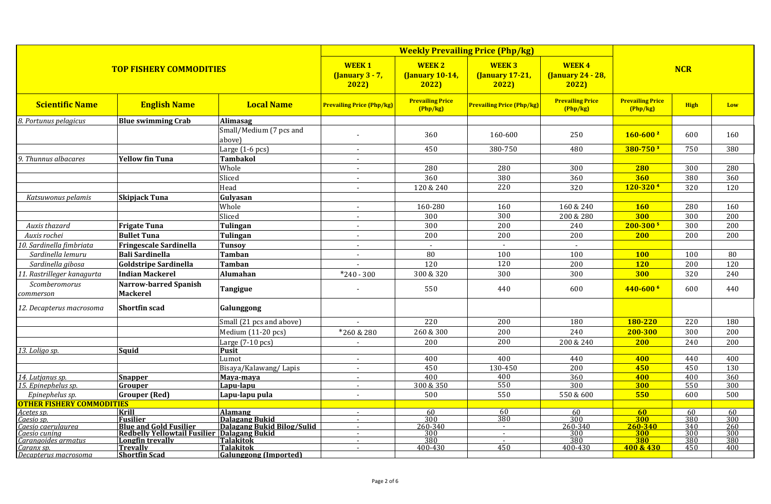| TOP FISHERY COMMODITIES | | | Weekly Prevailing Price (Php/kg) | | | | NCR | | |
|---|---|---|---|---|---|---|---|---|---|
| | | | WEEK 1 (January 3 - 7, 2022) | WEEK 2 (January 10-14, 2022) | WEEK 3 (January 17-21, 2022) | WEEK 4 (January 24 - 28, 2022) | | | |
| **Scientific Name** | **English Name** | **Local Name** | **Prevailing Price (Php/kg)** | **Prevailing Price (Php/kg)** | **Prevailing Price (Php/kg)** | **Prevailing Price (Php/kg)** | **Prevailing Price (Php/kg)** | **High** | **Low** |
| *8. Portunus pelagicus* | **Blue swimming Crab** | **Alimasag** | | | | | | | |
| | | Small/Medium (7 pcs and above) | - | 360 | 160-600 | 250 | **160-600** [2] | 600 | 160 |
| | | Large (1-6 pcs) | - | 450 | 380-750 | 480 | **380-750** [3] | 750 | 380 |
| *9. Thunnus albacares* | **Yellow fin Tuna** | **Tambakol** | - | | | | | | |
| | | Whole | - | 280 | 280 | 300 | **280** | 300 | 280 |
| | | Sliced | - | 360 | 380 | 360 | **360** | 380 | 360 |
| | | Head | - | 120 & 240 | 220 | 320 | **120-320** [4] | 320 | 120 |
| *Katsuwonus pelamis* | **Skipjack Tuna** | **Gulyasan** | | | | | | | |
| | | Whole | - | 160-280 | 160 | 160 & 240 | **160** | 280 | 160 |
| | | Sliced | - | 300 | 300 | 200 & 280 | **300** | 300 | 200 |
| *Auxis thazard* | **Frigate Tuna** | **Tulingan** | - | 300 | 200 | 240 | **200-300** [5] | 300 | 200 |
| *Auxis rochei* | **Bullet Tuna** | **Tulingan** | - | 200 | 200 | 200 | **200** | 200 | 200 |
| *10. Sardinella fimbriata* | **Fringescale Sardinella** | **Tunsoy** | - | - | - | - | | | |
| *Sardinella lemuru* | **Bali Sardinella** | **Tamban** | - | 80 | 100 | 100 | **100** | 100 | 80 |
| *Sardinella gibosa* | **Goldstripe Sardinella** | **Tamban** | - | 120 | 120 | 200 | **120** | 200 | 120 |
| *11. Rastrilleger kanagurta* | **Indian Mackerel** | **Alumahan** | *240 - 300 | 300 & 320 | 300 | 300 | **300** | 320 | 240 |
| *Scomberomorus commerson* | **Narrow-barred Spanish Mackerel** | **Tangigue** | - | 550 | 440 | 600 | **440-600** [6] | 600 | 440 |
| *12. Decapterus macrosoma* | **Shortfin scad** | **Galunggong** | | | | | | | |
| | | Small (21 pcs and above) | - | 220 | 200 | 180 | **180-220** | 220 | 180 |
| | | Medium (11-20 pcs) | *260 & 280 | 260 & 300 | 200 | 240 | **200-300** | 300 | 200 |
| | | Large (7-10 pcs) | - | 200 | 200 | 200 & 240 | **200** | 240 | 200 |
| *13. Loligo sp.* | **Squid** | **Pusit** | | | | | | | |
| | | Lumot | - | 400 | 400 | 440 | **400** | 440 | 400 |
| | | Bisaya/Kalawang/ Lapis | - | 450 | 130-450 | 200 | **450** | 450 | 130 |
| *14. Lutjanus sp.* | **Snapper** | **Maya-maya** | - | 400 | 400 | 360 | **400** | 400 | 360 |
| *15. Epinephelus sp.* | **Grouper** | **Lapu-lapu** | - | 300 & 350 | 550 | 300 | **300** | 550 | 300 |
| *Epinephelus sp.* | **Grouper (Red)** | **Lapu-lapu pula** | - | 500 | 550 | 550 & 600 | **550** | 600 | 500 |
| **OTHER FISHERY COMMODITIES** | | | | | | | | | |
| *Acetes sp.* | **Krill** | **Alamang** | - | 60 | 60 | 60 | **60** | 60 | 60 |
| *Caesio sp.* | **Fusilier** | **Dalagang Bukid** | - | 300 | 380 | 300 | **300** | 380 | 300 |
| *Caesio caerulaurea* | **Blue and Gold Fusilier** | **Dalagang Bukid Bilog/Sulid** | - | 260-340 | - | 260-340 | **260-340** | 340 | 260 |
| *Caesio cuning* | **Redbelly Yellowtail Fusilier** | **Dalagang Bukid** | - | 300 | - | 300 | **300** | 300 | 300 |
| *Carangoides armatus* | **Longfin trevally** | **Talakitok** | - | 380 | - | 380 | **380** | 380 | 380 |
| *Caranx sp.* | **Trevally** | **Talakitok** | - | 400-430 | 450 | 400-430 | **400 & 430** | 450 | 400 |
| *Decapterus macrosoma* | **Shortfin Scad** | **Galunggong (Imported)** | | | | | | | |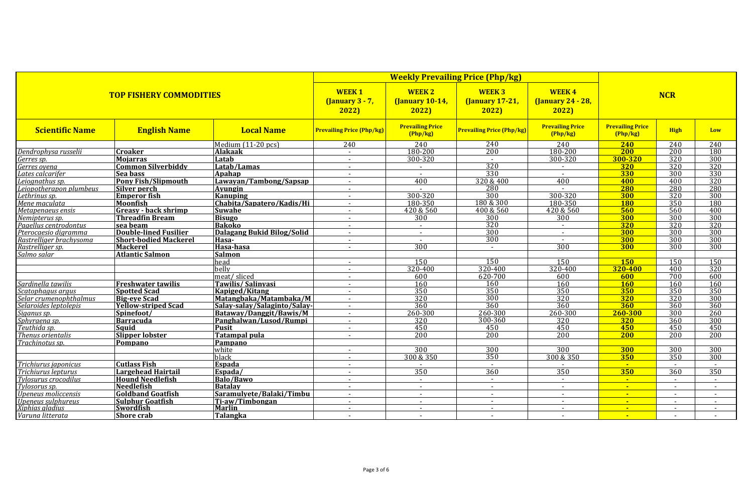| TOP FISHERY COMMODITIES | | | Weekly Prevailing Price (Php/kg) | | | | NCR | | |
|---|---|---|---|---|---|---|---|---|---|
| | | | WEEK 1 (January 3 - 7, 2022) | WEEK 2 (January 10-14, 2022) | WEEK 3 (January 17-21, 2022) | WEEK 4 (January 24 - 28, 2022) | | | |
| **Scientific Name** | **English Name** | **Local Name** | **Prevailing Price (Php/kg)** | **Prevailing Price (Php/kg)** | **Prevailing Price (Php/kg)** | **Prevailing Price (Php/kg)** | **Prevailing Price (Php/kg)** | **High** | **Low** |
| | | Medium (11-20 pcs) | 240 | 240 | 240 | 240 | **240** | 240 | 240 |
| *Dendrophysa russelii* | **Croaker** | **Alakaak** | - | 180-200 | 200 | 180-200 | **200** | 200 | 180 |
| *Gerres sp.* | **Mojarras** | **Latab** | - | 300-320 | - | 300-320 | **300-320** | 320 | 300 |
| *Gerres oyena* | **Common Silverbiddy** | **Latab/Lamas** | - | - | 320 | - | **320** | 320 | 320 |
| *Lates calcarifer* | **Sea bass** | **Apahap** | - | - | 330 | - | **330** | 300 | 330 |
| *Leiognathus sp.* | **Pony Fish/Slipmouth** | **Lawayan/Tambong/Sapsap** | - | 400 | 320 & 400 | 400 | **400** | 400 | 320 |
| *Leiopotherapon plumbeus* | **Silver perch** | **Ayungin** | - | - | 280 | - | **280** | 280 | 280 |
| *Lethrinus sp.* | **Emperor fish** | **Kanuping** | - | 300-320 | 300 | 300-320 | **300** | 320 | 300 |
| *Mene maculata* | **Moonfish** | **Chabita/Sapatero/Kadis/Hi** | - | 180-350 | 180 & 300 | 180-350 | **180** | 350 | 180 |
| *Metapenaeus ensis* | **Greasy - back shrimp** | **Suwahe** | - | 420 & 560 | 400 & 560 | 420 & 560 | **560** | 560 | 400 |
| *Nemipterus sp.* | **Threadfin Bream** | **Bisugo** | - | 300 | 300 | 300 | **300** | 300 | 300 |
| *Pagellus centrodontus* | **sea beam** | **Bakoko** | - | - | 320 | - | **320** | 320 | 320 |
| *Pterocaesio digramma* | **Double-lined Fusilier** | **Dalagang Bukid Bilog/Solid** | - | - | 300 | - | **300** | 300 | 300 |
| *Rastrelliger brachysoma* | **Short-bodied Mackerel** | **Hasa-** | - | - | 300 | - | **300** | 300 | 300 |
| *Rastrelliger sp.* | **Mackerel** | **Hasa-hasa** | - | 300 | - | 300 | **300** | 300 | 300 |
| *Salmo salar* | **Atlantic Salmon** | **Salmon** | | | | | | | |
| | | head | - | 150 | 150 | 150 | **150** | 150 | 150 |
| | | belly | - | 320-400 | 320-400 | 320-400 | **320-400** | 400 | 320 |
| | | meat/ sliced | - | 600 | 620-700 | 600 | **600** | 700 | 600 |
| *Sardinella tawilis* | **Freshwater tawilis** | **Tawilis/ Salinyasi** | - | 160 | 160 | 160 | **160** | 160 | 160 |
| *Scatophagus argus* | **Spotted Scad** | **Kapiged/Kitang** | - | 350 | 350 | 350 | **350** | 350 | 350 |
| *Selar crumenophthalmus* | **Big-eye Scad** | **Matangbaka/Matambaka/M** | - | 320 | 300 | 320 | **320** | 320 | 300 |
| *Selaroides leptolepis* | **Yellow-striped Scad** | **Salay-salay/Salaginto/Salay-** | - | 360 | 360 | 360 | **360** | 360 | 360 |
| *Siganus sp.* | **Spinefoot/** | **Bataway/Danggit/Bawis/M** | - | 260-300 | 260-300 | 260-300 | **260-300** | 300 | 260 |
| *Sphyraena sp.* | **Barracuda** | **Panghalwan/Lusod/Rumpi** | - | 320 | 300-360 | 320 | **320** | 360 | 300 |
| *Teuthida sp.* | **Squid** | **Pusit** | - | 450 | 450 | 450 | **450** | 450 | 450 |
| *Thenus orientalis* | **Slipper lobster** | **Tatampal pula** | - | 200 | 200 | 200 | **200** | 200 | 200 |
| *Trachinotus sp.* | **Pompano** | **Pampano** | | | | | | | |
| | | white | - | 300 | 300 | 300 | **300** | 300 | 300 |
| | | black | - | 300 & 350 | 350 | 300 & 350 | **350** | 350 | 300 |
| *Trichiurus japonicus* | **Cutlass Fish** | **Espada** | - | - | - | - | **-** | - | - |
| *Trichiurus lepturus* | **Largehead Hairtail** | **Espada/** | - | 350 | 360 | 350 | **350** | 360 | 350 |
| *Tylosurus crocodilus* | **Hound Needlefish** | **Balo/Bawo** | - | - | - | - | **-** | - | - |
| *Tylosorus sp.* | **Needlefish** | **Batalay** | - | - | - | - | **-** | - | - |
| *Upeneus moliccensis* | **Goldband Goatfish** | **Saramulyete/Balaki/Timbu** | - | - | - | - | **-** | - | - |
| *Upeneus sulphureus* | **Sulphur Goatfish** | **Ti-aw/Timbongan** | - | - | - | - | **-** | - | - |
| *Xiphias gladius* | **Swordfish** | **Marlin** | - | - | - | - | **-** | - | - |
| *Varuna litterata* | **Shore crab** | **Talangka** | - | - | - | - | **-** | - | - |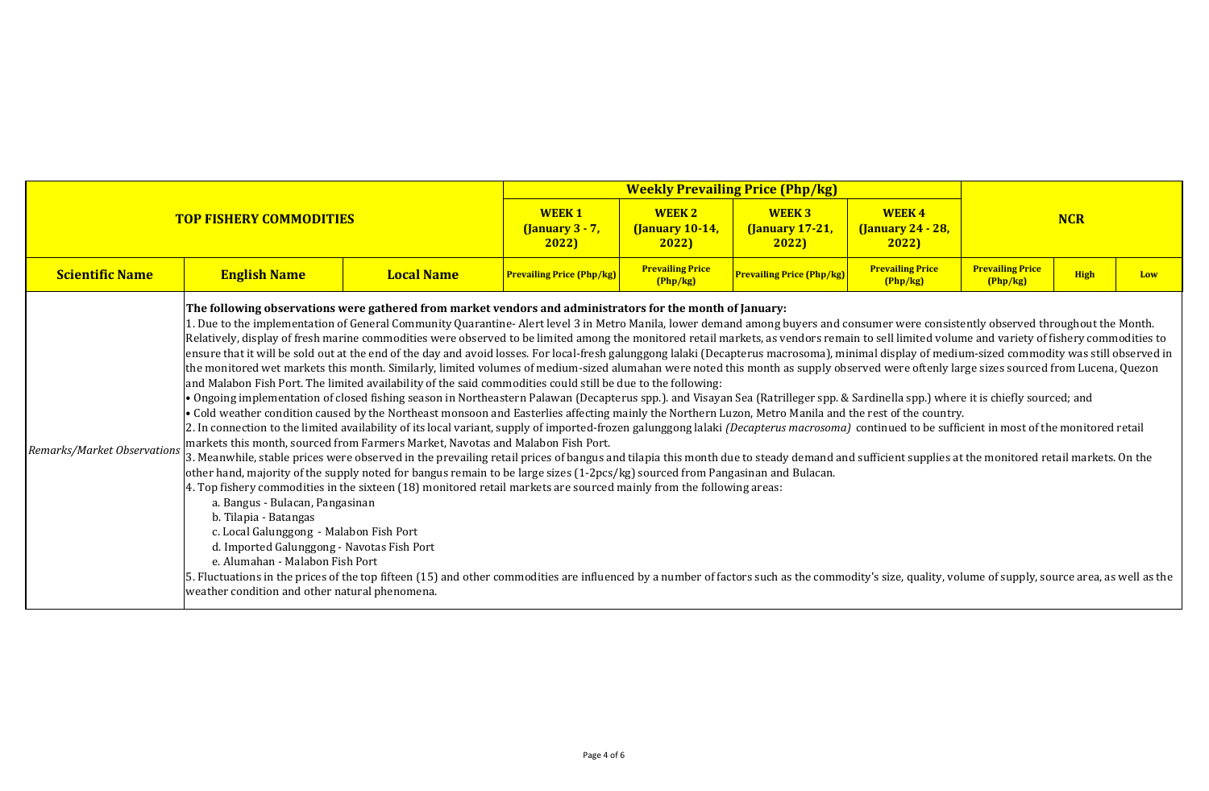| TOP FISHERY COMMODITIES | | | Weekly Prevailing Price (Php/kg) | | | | NCR | | |
|---|---|---|---|---|---|---|---|---|---|
| | | | WEEK 1 (January 3 - 7, 2022) | WEEK 2 (January 10-14, 2022) | WEEK 3 (January 17-21, 2022) | WEEK 4 (January 24 - 28, 2022) | | | |
| Scientific Name | English Name | Local Name | Prevailing Price (Php/kg) | Prevailing Price (Php/kg) | Prevailing Price (Php/kg) | Prevailing Price (Php/kg) | Prevailing Price (Php/kg) | High | Low |
| *Remarks/Market Observations* | **The following observations were gathered from market vendors and administrators for the month of January:** 1. Due to the implementation of General Community Quarantine- Alert level 3 in Metro Manila, lower demand among buyers and consumer were consistently observed throughout the Month. Relatively, display of fresh marine commodities were observed to be limited among the monitored retail markets, as vendors remain to sell limited volume and variety of fishery commodities to ensure that it will be sold out at the end of the day and avoid losses. For local-fresh galunggong lalaki (Decapterus macrosoma), minimal display of medium-sized commodity was still observed in the monitored wet markets this month. Similarly, limited volumes of medium-sized alumahan were noted this month as supply observed were oftenly large sizes sourced from Lucena, Quezon and Malabon Fish Port. The limited availability of the said commodities could still be due to the following: • Ongoing implementation of closed fishing season in Northeastern Palawan (Decapterus spp.). and Visayan Sea (Ratrilleger spp. & Sardinella spp.) where it is chiefly sourced; and • Cold weather condition caused by the Northeast monsoon and Easterlies affecting mainly the Northern Luzon, Metro Manila and the rest of the country. 2. In connection to the limited availability of its local variant, supply of imported-frozen galunggong lalaki *(Decapterus macrosoma)* continued to be sufficient in most of the monitored retail markets this month, sourced from Farmers Market, Navotas and Malabon Fish Port. 3. Meanwhile, stable prices were observed in the prevailing retail prices of bangus and tilapia this month due to steady demand and sufficient supplies at the monitored retail markets. On the other hand, majority of the supply noted for bangus remain to be large sizes (1-2pcs/kg) sourced from Pangasinan and Bulacan. 4. Top fishery commodities in the sixteen (18) monitored retail markets are sourced mainly from the following areas: a. Bangus - Bulacan, Pangasinan b. Tilapia - Batangas c. Local Galunggong - Malabon Fish Port d. Imported Galunggong - Navotas Fish Port e. Alumahan - Malabon Fish Port 5. Fluctuations in the prices of the top fifteen (15) and other commodities are influenced by a number of factors such as the commodity's size, quality, volume of supply, source area, as well as the weather condition and other natural phenomena. | | | | | | | | |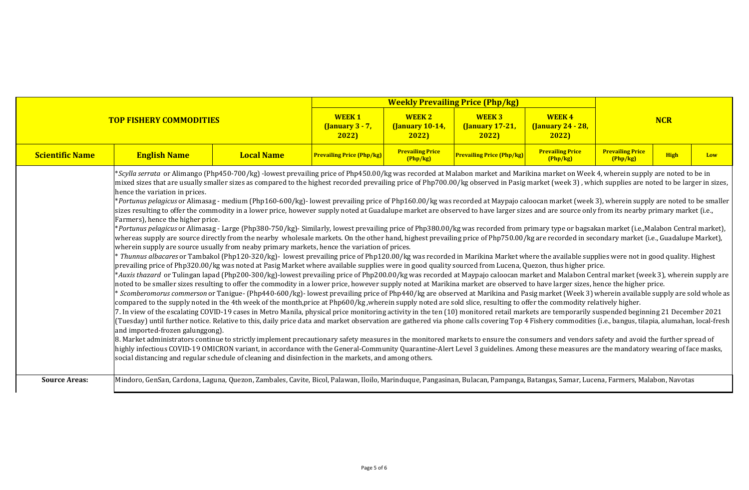| TOP FISHERY COMMODITIES | | | Weekly Prevailing Price (Php/kg) | | | | NCR | | |
|---|---|---|---|---|---|---|---|---|---|
| | | | WEEK 1 (January 3 - 7, 2022) | WEEK 2 (January 10-14, 2022) | WEEK 3 (January 17-21, 2022) | WEEK 4 (January 24 - 28, 2022) | | | |
| Scientific Name | English Name | Local Name | Prevailing Price (Php/kg) | Prevailing Price (Php/kg) | Prevailing Price (Php/kg) | Prevailing Price (Php/kg) | Prevailing Price (Php/kg) | High | Low |

*Scylla serrata* or Alimango (Php450-700/kg) -lowest prevailing price of Php450.00/kg was recorded at Malabon market and Marikina market on Week 4, wherein supply are noted to be in mixed sizes that are usually smaller sizes as compared to the highest recorded prevailing price of Php700.00/kg observed in Pasig market (week 3) , which supplies are noted to be larger in sizes, hence the variation in prices.

*Portunus pelagicus* or Alimasag - medium (Php160-600/kg)- lowest prevailing price of Php160.00/kg was recorded at Maypajo caloocan market (week 3), wherein supply are noted to be smaller sizes resulting to offer the commodity in a lower price, however supply noted at Guadalupe market are observed to have larger sizes and are source only from its nearby primary market (i.e., Farmers), hence the higher price.

*Portunus pelagicus* or Alimasag - Large (Php380-750/kg)- Similarly, lowest prevailing price of Php380.00/kg was recorded from primary type or bagsakan market (i.e.,Malabon Central market), whereas supply are source directly from the nearby wholesale markets. On the other hand, highest prevailing price of Php750.00/kg are recorded in secondary market (i.e., Guadalupe Market), wherein supply are source usually from neaby primary markets, hence the variation of prices.

* *Thunnus albacares* or Tambakol (Php120-320/kg)- lowest prevailing price of Php120.00/kg was recorded in Marikina Market where the available supplies were not in good quality. Highest prevailing price of Php320.00/kg was noted at Pasig Market where available supplies were in good quality sourced from Lucena, Quezon, thus higher price.

*Auxis thazard* or Tulingan lapad (Php200-300/kg)-lowest prevailing price of Php200.00/kg was recorded at Maypajo caloocan market and Malabon Central market (week 3), wherein supply are noted to be smaller sizes resulting to offer the commodity in a lower price, however supply noted at Marikina market are observed to have larger sizes, hence the higher price.

* *Scomberomorus commerson* or Tanigue- (Php440-600/kg)- lowest prevailing price of Php440/kg are observed at Marikina and Pasig market (Week 3) wherein available supply are sold whole as compared to the supply noted in the 4th week of the month,price at Php600/kg ,wherein supply noted are sold slice, resulting to offer the commodity relatively higher.

7. In view of the escalating COVID-19 cases in Metro Manila, physical price monitoring activity in the ten (10) monitored retail markets are temporarily suspended beginning 21 December 2021 (Tuesday) until further notice. Relative to this, daily price data and market observation are gathered via phone calls covering Top 4 Fishery commodities (i.e., bangus, tilapia, alumahan, local-fresh and imported-frozen galunggong).

8. Market administrators continue to strictly implement precautionary safety measures in the monitored markets to ensure the consumers and vendors safety and avoid the further spread of highly infectious COVID-19 OMICRON variant, in accordance with the General-Community Quarantine-Alert Level 3 guidelines. Among these measures are the mandatory wearing of face masks, social distancing and regular schedule of cleaning and disinfection in the markets, and among others.

**Source Areas:** Mindoro, GenSan, Cardona, Laguna, Quezon, Zambales, Cavite, Bicol, Palawan, Iloilo, Marinduque, Pangasinan, Bulacan, Pampanga, Batangas, Samar, Lucena, Farmers, Malabon, Navotas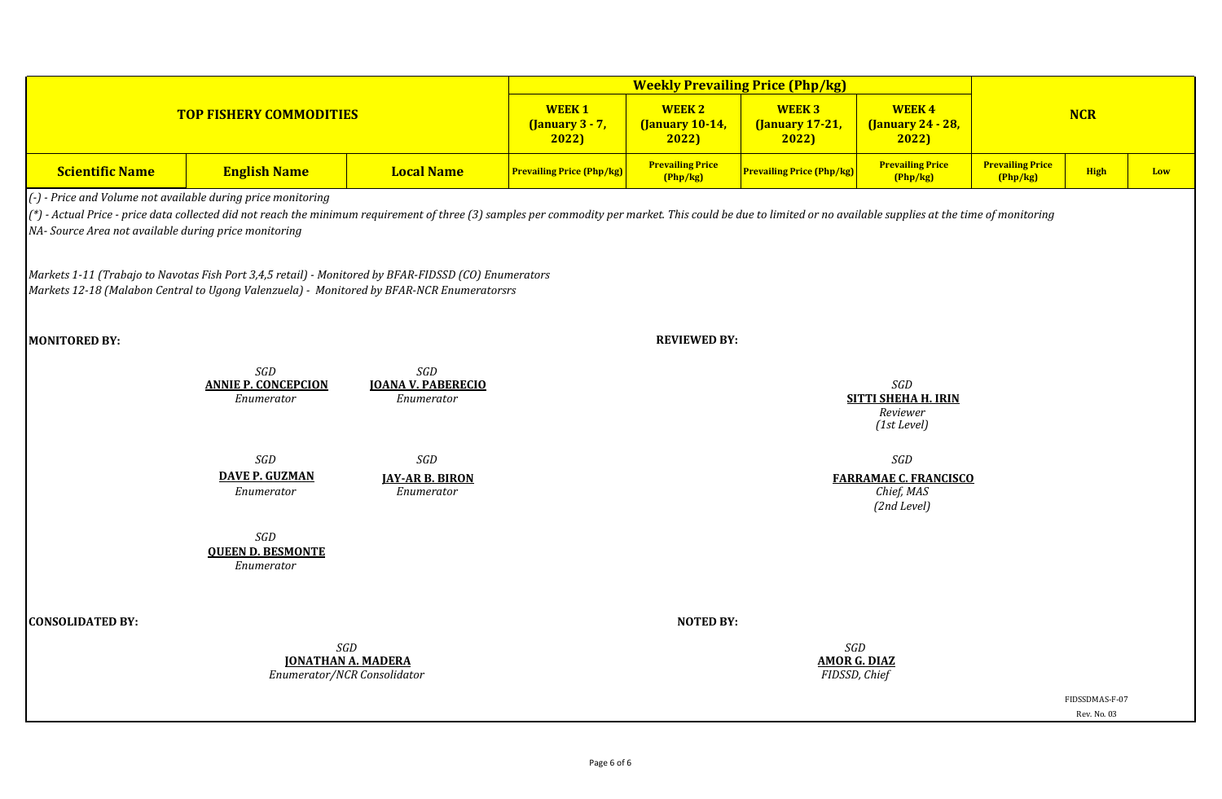| TOP FISHERY COMMODITIES | | | Weekly Prevailing Price (Php/kg) | | | | NCR | | |
|---|---|---|---|---|---|---|---|---|---|
| | | | WEEK 1 (January 3 - 7, 2022) | WEEK 2 (January 10-14, 2022) | WEEK 3 (January 17-21, 2022) | WEEK 4 (January 24 - 28, 2022) | | | |
| Scientific Name | English Name | Local Name | Prevailing Price (Php/kg) | Prevailing Price (Php/kg) | Prevailing Price (Php/kg) | Prevailing Price (Php/kg) | Prevailing Price (Php/kg) | High | Low |

*(-) - Price and Volume not available during price monitoring*
*(\*) - Actual Price - price data collected did not reach the minimum requirement of three (3) samples per commodity per market. This could be due to limited or no available supplies at the time of monitoring*
*NA- Source Area not available during price monitoring*

*Markets 1-11 (Trabajo to Navotas Fish Port 3,4,5 retail) - Monitored by BFAR-FIDSSD (CO) Enumerators*
*Markets 12-18 (Malabon Central to Ugong Valenzuela) - Monitored by BFAR-NCR Enumeratorsrs*

**MONITORED BY:**

*SGD*
**ANNIE P. CONCEPCION**
*Enumerator*

*SGD*
**JOANA V. PABERECIO**
*Enumerator*

*SGD*
**DAVE P. GUZMAN**
*Enumerator*

*SGD*
**JAY-AR B. BIRON**
*Enumerator*

*SGD*
**QUEEN D. BESMONTE**
*Enumerator*

**REVIEWED BY:**

*SGD*
**SITTI SHEHA H. IRIN**
*Reviewer*
*(1st Level)*

*SGD*
**FARRAMAE C. FRANCISCO**
*Chief, MAS*
*(2nd Level)*

**CONSOLIDATED BY:**

*SGD*
**JONATHAN A. MADERA**
*Enumerator/NCR Consolidator*

**NOTED BY:**

*SGD*
**AMOR G. DIAZ**
*FIDSSD, Chief*

FIDSSDMAS-F-07
Rev. No. 03